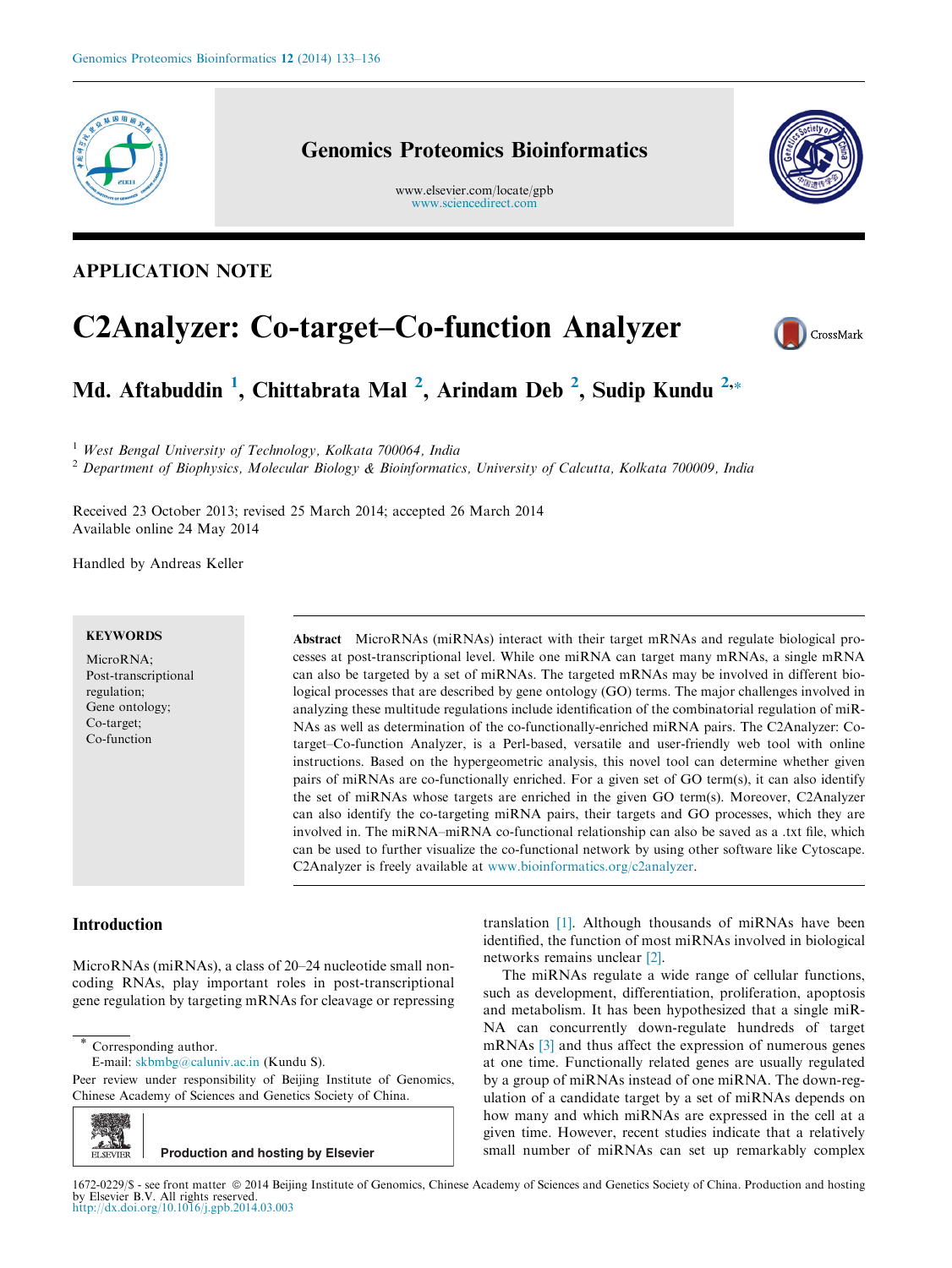APPLICATION NOTE

# C2Analyzer: Co-target–Co-function Analyzer

**Md. Aftabuddin [1], Chittabrata Mal [2], Arindam Deb [2], Sudip Kundu [2,*]**

[1] *West Bengal University of Technology, Kolkata 700064, India*

[2] *Department of Biophysics, Molecular Biology & Bioinformatics, University of Calcutta, Kolkata 700009, India*

Received 23 October 2013; revised 25 March 2014; accepted 26 March 2014
Available online 24 May 2014

Handled by Andreas Keller

**KEYWORDS**

MicroRNA;
Post-transcriptional regulation;
Gene ontology;
Co-target;
Co-function

**Abstract** MicroRNAs (miRNAs) interact with their target mRNAs and regulate biological processes at post-transcriptional level. While one miRNA can target many mRNAs, a single mRNA can also be targeted by a set of miRNAs. The targeted mRNAs may be involved in different biological processes that are described by gene ontology (GO) terms. The major challenges involved in analyzing these multitude regulations include identification of the combinatorial regulation of miRNAs as well as determination of the co-functionally-enriched miRNA pairs. The C2Analyzer: Co-target–Co-function Analyzer, is a Perl-based, versatile and user-friendly web tool with online instructions. Based on the hypergeometric analysis, this novel tool can determine whether given pairs of miRNAs are co-functionally enriched. For a given set of GO term(s), it can also identify the set of miRNAs whose targets are enriched in the given GO term(s). Moreover, C2Analyzer can also identify the co-targeting miRNA pairs, their targets and GO processes, which they are involved in. The miRNA–miRNA co-functional relationship can also be saved as a .txt file, which can be used to further visualize the co-functional network by using other software like Cytoscape. C2Analyzer is freely available at www.bioinformatics.org/c2analyzer.

## Introduction

MicroRNAs (miRNAs), a class of 20–24 nucleotide small non-coding RNAs, play important roles in post-transcriptional gene regulation by targeting mRNAs for cleavage or repressing translation [1]. Although thousands of miRNAs have been identified, the function of most miRNAs involved in biological networks remains unclear [2].

The miRNAs regulate a wide range of cellular functions, such as development, differentiation, proliferation, apoptosis and metabolism. It has been hypothesized that a single miRNA can concurrently down-regulate hundreds of target mRNAs [3] and thus affect the expression of numerous genes at one time. Functionally related genes are usually regulated by a group of miRNAs instead of one miRNA. The down-regulation of a candidate target by a set of miRNAs depends on how many and which miRNAs are expressed in the cell at a given time. However, recent studies indicate that a relatively small number of miRNAs can set up remarkably complex

\* Corresponding author.
E-mail: skbmbg@caluniv.ac.in (Kundu S).

Peer review under responsibility of Beijing Institute of Genomics, Chinese Academy of Sciences and Genetics Society of China.

Production and hosting by Elsevier

1672-0229/$ - see front matter © 2014 Beijing Institute of Genomics, Chinese Academy of Sciences and Genetics Society of China. Production and hosting by Elsevier B.V. All rights reserved.
http://dx.doi.org/10.1016/j.gpb.2014.03.003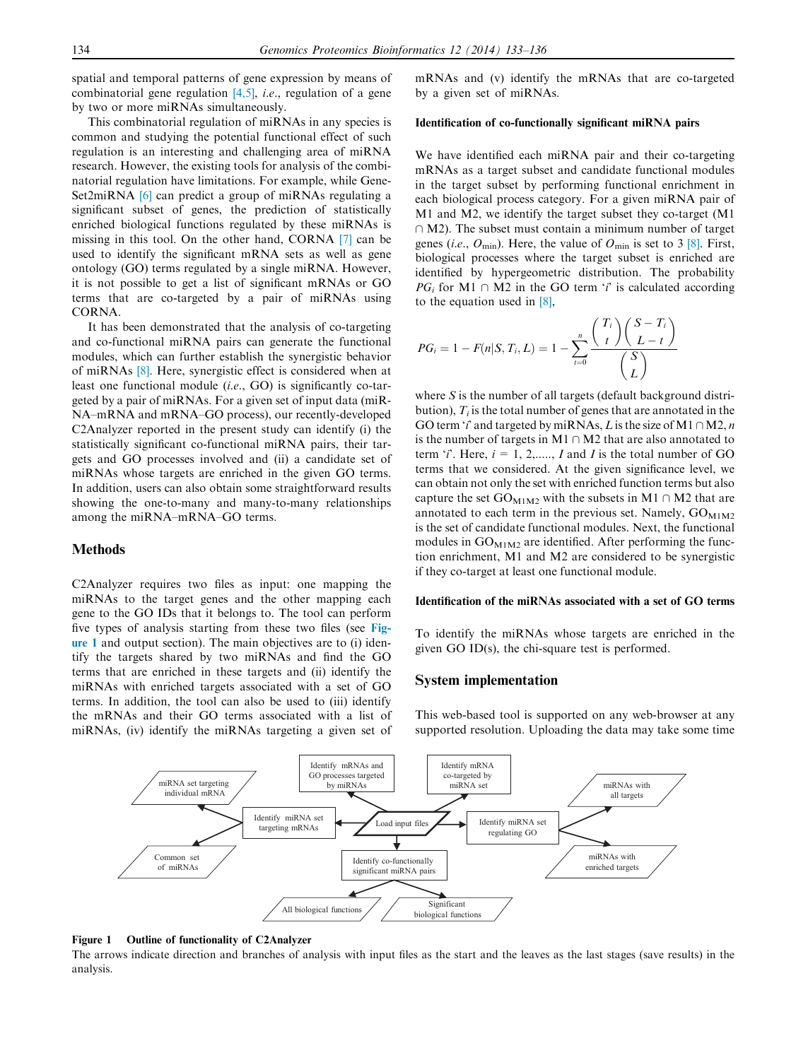spatial and temporal patterns of gene expression by means of combinatorial gene regulation [4,5], *i.e.*, regulation of a gene by two or more miRNAs simultaneously.

This combinatorial regulation of miRNAs in any species is common and studying the potential functional effect of such regulation is an interesting and challenging area of miRNA research. However, the existing tools for analysis of the combinatorial regulation have limitations. For example, while GeneSet2miRNA [6] can predict a group of miRNAs regulating a significant subset of genes, the prediction of statistically enriched biological functions regulated by these miRNAs is missing in this tool. On the other hand, CORNA [7] can be used to identify the significant mRNA sets as well as gene ontology (GO) terms regulated by a single miRNA. However, it is not possible to get a list of significant mRNAs or GO terms that are co-targeted by a pair of miRNAs using CORNA.

It has been demonstrated that the analysis of co-targeting and co-functional miRNA pairs can generate the functional modules, which can further establish the synergistic behavior of miRNAs [8]. Here, synergistic effect is considered when at least one functional module (*i.e.*, GO) is significantly co-targeted by a pair of miRNAs. For a given set of input data (miRNA–mRNA and mRNA–GO process), our recently-developed C2Analyzer reported in the present study can identify (i) the statistically significant co-functional miRNA pairs, their targets and GO processes involved and (ii) a candidate set of miRNAs whose targets are enriched in the given GO terms. In addition, users can also obtain some straightforward results showing the one-to-many and many-to-many relationships among the miRNA–mRNA–GO terms.

## Methods

C2Analyzer requires two files as input: one mapping the miRNAs to the target genes and the other mapping each gene to the GO IDs that it belongs to. The tool can perform five types of analysis starting from these two files (see Figure 1 and output section). The main objectives are to (i) identify the targets shared by two miRNAs and find the GO terms that are enriched in these targets and (ii) identify the miRNAs with enriched targets associated with a set of GO terms. In addition, the tool can also be used to (iii) identify the mRNAs and their GO terms associated with a list of miRNAs, (iv) identify the miRNAs targeting a given set of mRNAs and (v) identify the mRNAs that are co-targeted by a given set of miRNAs.

### Identification of co-functionally significant miRNA pairs

We have identified each miRNA pair and their co-targeting mRNAs as a target subset and candidate functional modules in the target subset by performing functional enrichment in each biological process category. For a given miRNA pair of M1 and M2, we identify the target subset they co-target (M1 $\cap$ M2). The subset must contain a minimum number of target genes (*i.e.*, $O_{\min}$). Here, the value of $O_{\min}$ is set to 3 [8]. First, biological processes where the target subset is enriched are identified by hypergeometric distribution. The probability $PG_i$ for M1 $\cap$ M2 in the GO term '*i*' is calculated according to the equation used in [8],

$$PG_i = 1 - F(n|S, T_i, L) = 1 - \sum_{t=0}^{n} \frac{\binom{T_i}{t}\binom{S-T_i}{L-t}}{\binom{S}{L}}$$

where $S$ is the number of all targets (default background distribution), $T_i$ is the total number of genes that are annotated in the GO term '*i*' and targeted by miRNAs, $L$ is the size of M1 $\cap$ M2, $n$ is the number of targets in M1 $\cap$ M2 that are also annotated to term '*i*'. Here, $i$ = 1, 2,....., $I$ and $I$ is the total number of GO terms that we considered. At the given significance level, we can obtain not only the set with enriched function terms but also capture the set $GO_{M1M2}$ with the subsets in M1 $\cap$ M2 that are annotated to each term in the previous set. Namely, $GO_{M1M2}$ is the set of candidate functional modules. Next, the functional modules in $GO_{M1M2}$ are identified. After performing the function enrichment, M1 and M2 are considered to be synergistic if they co-target at least one functional module.

### Identification of the miRNAs associated with a set of GO terms

To identify the miRNAs whose targets are enriched in the given GO ID(s), the chi-square test is performed.

## System implementation

This web-based tool is supported on any web-browser at any supported resolution. Uploading the data may take some time

Load input files
Identify mRNAs and GO processes targeted by miRNAs
Identify mRNA co-targeted by miRNA set
Identify miRNA set targeting mRNAs
miRNA set targeting individual mRNA
Common set of miRNAs
Identify miRNA set regulating GO
miRNAs with all targets
miRNAs with enriched targets
Identify co-functionally significant miRNA pairs
All biological functions
Significant biological functions

**Figure 1 Outline of functionality of C2Analyzer**
The arrows indicate direction and branches of analysis with input files as the start and the leaves as the last stages (save results) in the analysis.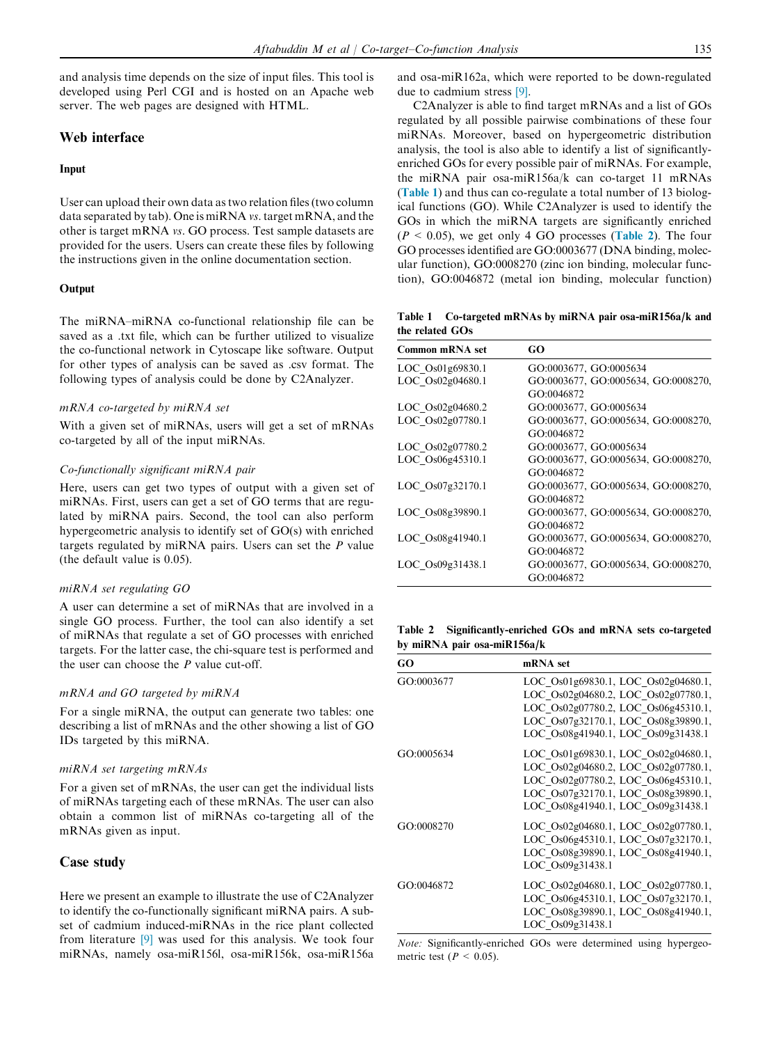and analysis time depends on the size of input files. This tool is developed using Perl CGI and is hosted on an Apache web server. The web pages are designed with HTML.

## Web interface

### Input

User can upload their own data as two relation files (two column data separated by tab). One is miRNA *vs.* target mRNA, and the other is target mRNA *vs.* GO process. Test sample datasets are provided for the users. Users can create these files by following the instructions given in the online documentation section.

### Output

The miRNA–miRNA co-functional relationship file can be saved as a .txt file, which can be further utilized to visualize the co-functional network in Cytoscape like software. Output for other types of analysis can be saved as .csv format. The following types of analysis could be done by C2Analyzer.

#### *mRNA co-targeted by miRNA set*

With a given set of miRNAs, users will get a set of mRNAs co-targeted by all of the input miRNAs.

#### *Co-functionally significant miRNA pair*

Here, users can get two types of output with a given set of miRNAs. First, users can get a set of GO terms that are regulated by miRNA pairs. Second, the tool can also perform hypergeometric analysis to identify set of GO(s) with enriched targets regulated by miRNA pairs. Users can set the $P$ value (the default value is 0.05).

#### *miRNA set regulating GO*

A user can determine a set of miRNAs that are involved in a single GO process. Further, the tool can also identify a set of miRNAs that regulate a set of GO processes with enriched targets. For the latter case, the chi-square test is performed and the user can choose the $P$ value cut-off.

#### *mRNA and GO targeted by miRNA*

For a single miRNA, the output can generate two tables: one describing a list of mRNAs and the other showing a list of GO IDs targeted by this miRNA.

#### *miRNA set targeting mRNAs*

For a given set of mRNAs, the user can get the individual lists of miRNAs targeting each of these mRNAs. The user can also obtain a common list of miRNAs co-targeting all of the mRNAs given as input.

## Case study

Here we present an example to illustrate the use of C2Analyzer to identify the co-functionally significant miRNA pairs. A subset of cadmium induced-miRNAs in the rice plant collected from literature [9] was used for this analysis. We took four miRNAs, namely osa-miR156l, osa-miR156k, osa-miR156a and osa-miR162a, which were reported to be down-regulated due to cadmium stress [9].

C2Analyzer is able to find target mRNAs and a list of GOs regulated by all possible pairwise combinations of these four miRNAs. Moreover, based on hypergeometric distribution analysis, the tool is also able to identify a list of significantly-enriched GOs for every possible pair of miRNAs. For example, the miRNA pair osa-miR156a/k can co-target 11 mRNAs (**Table 1**) and thus can co-regulate a total number of 13 biological functions (GO). While C2Analyzer is used to identify the GOs in which the miRNA targets are significantly enriched ($P < 0.05$), we get only 4 GO processes (**Table 2**). The four GO processes identified are GO:0003677 (DNA binding, molecular function), GO:0008270 (zinc ion binding, molecular function), GO:0046872 (metal ion binding, molecular function)

**Table 1 Co-targeted mRNAs by miRNA pair osa-miR156a/k and the related GOs**

| Common mRNA set | GO |
|---|---|
| LOC_Os01g69830.1 | GO:0003677, GO:0005634 |
| LOC_Os02g04680.1 | GO:0003677, GO:0005634, GO:0008270, GO:0046872 |
| LOC_Os02g04680.2 | GO:0003677, GO:0005634 |
| LOC_Os02g07780.1 | GO:0003677, GO:0005634, GO:0008270, GO:0046872 |
| LOC_Os02g07780.2 | GO:0003677, GO:0005634 |
| LOC_Os06g45310.1 | GO:0003677, GO:0005634, GO:0008270, GO:0046872 |
| LOC_Os07g32170.1 | GO:0003677, GO:0005634, GO:0008270, GO:0046872 |
| LOC_Os08g39890.1 | GO:0003677, GO:0005634, GO:0008270, GO:0046872 |
| LOC_Os08g41940.1 | GO:0003677, GO:0005634, GO:0008270, GO:0046872 |
| LOC_Os09g31438.1 | GO:0003677, GO:0005634, GO:0008270, GO:0046872 |

**Table 2 Significantly-enriched GOs and mRNA sets co-targeted by miRNA pair osa-miR156a/k**

| GO | mRNA set |
|---|---|
| GO:0003677 | LOC_Os01g69830.1, LOC_Os02g04680.1, LOC_Os02g04680.2, LOC_Os02g07780.1, LOC_Os02g07780.2, LOC_Os06g45310.1, LOC_Os07g32170.1, LOC_Os08g39890.1, LOC_Os08g41940.1, LOC_Os09g31438.1 |
| GO:0005634 | LOC_Os01g69830.1, LOC_Os02g04680.1, LOC_Os02g04680.2, LOC_Os02g07780.1, LOC_Os02g07780.2, LOC_Os06g45310.1, LOC_Os07g32170.1, LOC_Os08g39890.1, LOC_Os08g41940.1, LOC_Os09g31438.1 |
| GO:0008270 | LOC_Os02g04680.1, LOC_Os02g07780.1, LOC_Os06g45310.1, LOC_Os07g32170.1, LOC_Os08g39890.1, LOC_Os08g41940.1, LOC_Os09g31438.1 |
| GO:0046872 | LOC_Os02g04680.1, LOC_Os02g07780.1, LOC_Os06g45310.1, LOC_Os07g32170.1, LOC_Os08g39890.1, LOC_Os08g41940.1, LOC_Os09g31438.1 |

*Note:* Significantly-enriched GOs were determined using hypergeometric test ($P < 0.05$).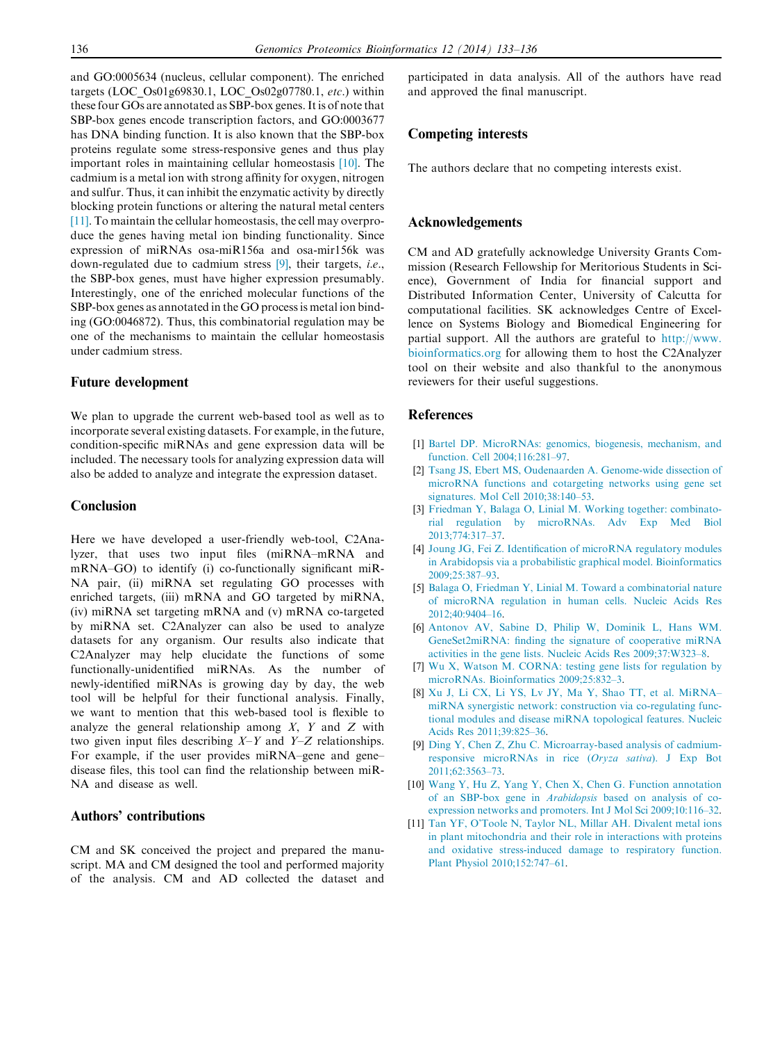and GO:0005634 (nucleus, cellular component). The enriched targets (LOC_Os01g69830.1, LOC_Os02g07780.1, *etc.*) within these four GOs are annotated as SBP-box genes. It is of note that SBP-box genes encode transcription factors, and GO:0003677 has DNA binding function. It is also known that the SBP-box proteins regulate some stress-responsive genes and thus play important roles in maintaining cellular homeostasis [10]. The cadmium is a metal ion with strong affinity for oxygen, nitrogen and sulfur. Thus, it can inhibit the enzymatic activity by directly blocking protein functions or altering the natural metal centers [11]. To maintain the cellular homeostasis, the cell may overproduce the genes having metal ion binding functionality. Since expression of miRNAs osa-miR156a and osa-mir156k was down-regulated due to cadmium stress [9], their targets, *i.e.*, the SBP-box genes, must have higher expression presumably. Interestingly, one of the enriched molecular functions of the SBP-box genes as annotated in the GO process is metal ion binding (GO:0046872). Thus, this combinatorial regulation may be one of the mechanisms to maintain the cellular homeostasis under cadmium stress.

## Future development

We plan to upgrade the current web-based tool as well as to incorporate several existing datasets. For example, in the future, condition-specific miRNAs and gene expression data will be included. The necessary tools for analyzing expression data will also be added to analyze and integrate the expression dataset.

## Conclusion

Here we have developed a user-friendly web-tool, C2Analyzer, that uses two input files (miRNA–mRNA and mRNA–GO) to identify (i) co-functionally significant miRNA pair, (ii) miRNA set regulating GO processes with enriched targets, (iii) mRNA and GO targeted by miRNA, (iv) miRNA set targeting mRNA and (v) mRNA co-targeted by miRNA set. C2Analyzer can also be used to analyze datasets for any organism. Our results also indicate that C2Analyzer may help elucidate the functions of some functionally-unidentified miRNAs. As the number of newly-identified miRNAs is growing day by day, the web tool will be helpful for their functional analysis. Finally, we want to mention that this web-based tool is flexible to analyze the general relationship among $X$, $Y$ and $Z$ with two given input files describing $X$–$Y$ and $Y$–$Z$ relationships. For example, if the user provides miRNA–gene and gene–disease files, this tool can find the relationship between miRNA and disease as well.

## Authors' contributions

CM and SK conceived the project and prepared the manuscript. MA and CM designed the tool and performed majority of the analysis. CM and AD collected the dataset and participated in data analysis. All of the authors have read and approved the final manuscript.

## Competing interests

The authors declare that no competing interests exist.

## Acknowledgements

CM and AD gratefully acknowledge University Grants Commission (Research Fellowship for Meritorious Students in Science), Government of India for financial support and Distributed Information Center, University of Calcutta for computational facilities. SK acknowledges Centre of Excellence on Systems Biology and Biomedical Engineering for partial support. All the authors are grateful to http://www.bioinformatics.org for allowing them to host the C2Analyzer tool on their website and also thankful to the anonymous reviewers for their useful suggestions.

## References

[1] Bartel DP. MicroRNAs: genomics, biogenesis, mechanism, and function. Cell 2004;116:281–97.

[2] Tsang JS, Ebert MS, Oudenaarden A. Genome-wide dissection of microRNA functions and cotargeting networks using gene set signatures. Mol Cell 2010;38:140–53.

[3] Friedman Y, Balaga O, Linial M. Working together: combinatorial regulation by microRNAs. Adv Exp Med Biol 2013;774:317–37.

[4] Joung JG, Fei Z. Identification of microRNA regulatory modules in Arabidopsis via a probabilistic graphical model. Bioinformatics 2009;25:387–93.

[5] Balaga O, Friedman Y, Linial M. Toward a combinatorial nature of microRNA regulation in human cells. Nucleic Acids Res 2012;40:9404–16.

[6] Antonov AV, Sabine D, Philip W, Dominik L, Hans WM. GeneSet2miRNA: finding the signature of cooperative miRNA activities in the gene lists. Nucleic Acids Res 2009;37:W323–8.

[7] Wu X, Watson M. CORNA: testing gene lists for regulation by microRNAs. Bioinformatics 2009;25:832–3.

[8] Xu J, Li CX, Li YS, Lv JY, Ma Y, Shao TT, et al. MiRNA–miRNA synergistic network: construction via co-regulating functional modules and disease miRNA topological features. Nucleic Acids Res 2011;39:825–36.

[9] Ding Y, Chen Z, Zhu C. Microarray-based analysis of cadmium-responsive microRNAs in rice (*Oryza sativa*). J Exp Bot 2011;62:3563–73.

[10] Wang Y, Hu Z, Yang Y, Chen X, Chen G. Function annotation of an SBP-box gene in *Arabidopsis* based on analysis of co-expression networks and promoters. Int J Mol Sci 2009;10:116–32.

[11] Tan YF, O'Toole N, Taylor NL, Millar AH. Divalent metal ions in plant mitochondria and their role in interactions with proteins and oxidative stress-induced damage to respiratory function. Plant Physiol 2010;152:747–61.